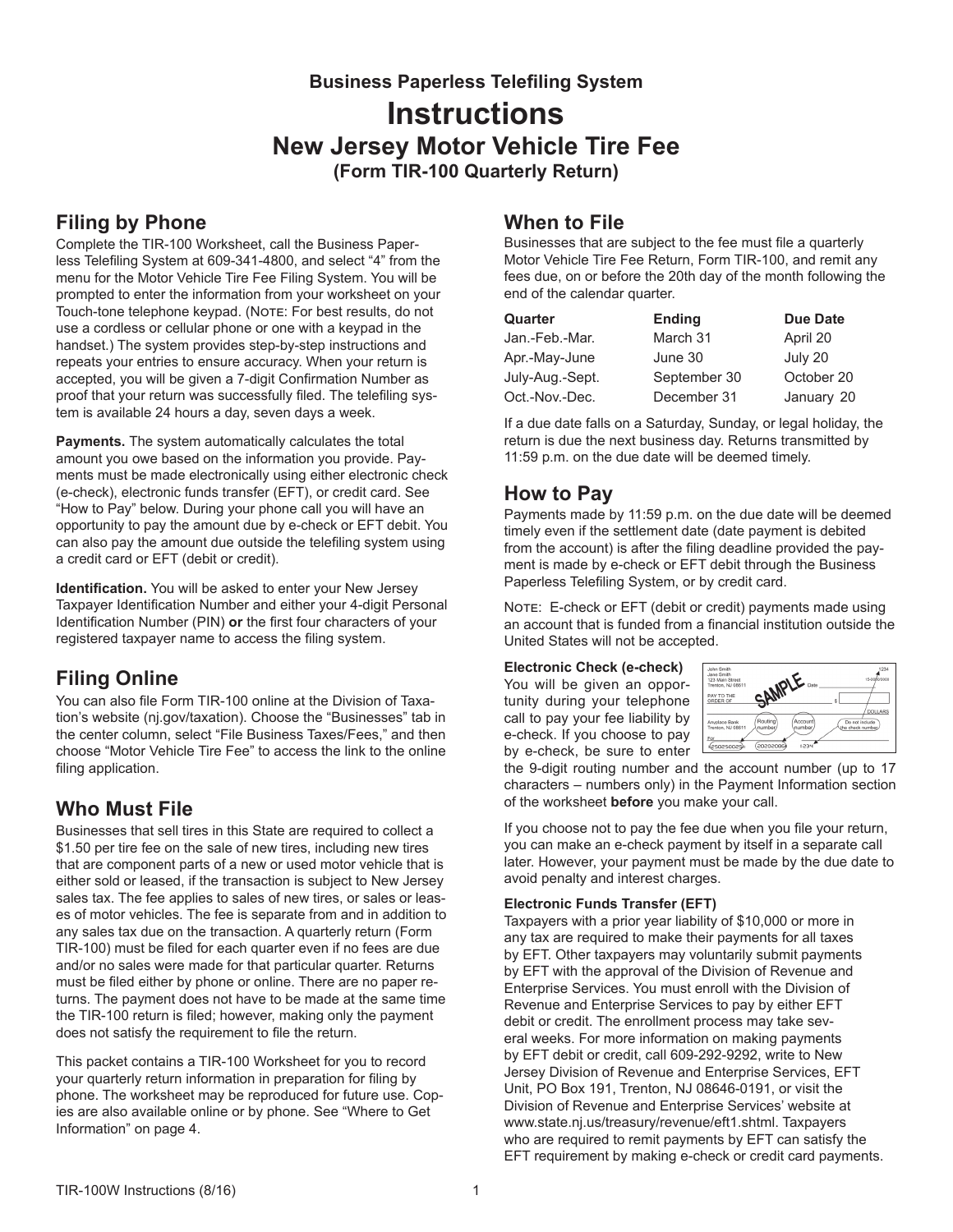Business Paperless Telefiling System

# Instructions

## New Jersey Motor Vehicle Tire Fee

### (Form TIR-100 Quarterly Return)

## Filing by Phone

Complete the TIR-100 Worksheet, call the Business Paperless Telefiling System at 609-341-4800, and select "4" from the menu for the Motor Vehicle Tire Fee Filing System. You will be prompted to enter the information from your worksheet on your Touch-tone telephone keypad. (Note: For best results, do not use a cordless or cellular phone or one with a keypad in the handset.) The system provides step-by-step instructions and repeats your entries to ensure accuracy. When your return is accepted, you will be given a 7-digit Confirmation Number as proof that your return was successfully filed. The telefiling system is available 24 hours a day, seven days a week.

**Payments.** The system automatically calculates the total amount you owe based on the information you provide. Payments must be made electronically using either electronic check (e-check), electronic funds transfer (EFT), or credit card. See "How to Pay" below. During your phone call you will have an opportunity to pay the amount due by e-check or EFT debit. You can also pay the amount due outside the telefiling system using a credit card or EFT (debit or credit).

**Identification.** You will be asked to enter your New Jersey Taxpayer Identification Number and either your 4-digit Personal Identification Number (PIN) **or** the first four characters of your registered taxpayer name to access the filing system.

## Filing Online

You can also file Form TIR-100 online at the Division of Taxation's website (nj.gov/taxation). Choose the "Businesses" tab in the center column, select "File Business Taxes/Fees," and then choose "Motor Vehicle Tire Fee" to access the link to the online filing application.

## Who Must File

Businesses that sell tires in this State are required to collect a $1.50 per tire fee on the sale of new tires, including new tires that are component parts of a new or used motor vehicle that is either sold or leased, if the transaction is subject to New Jersey sales tax. The fee applies to sales of new tires, or sales or leases of motor vehicles. The fee is separate from and in addition to any sales tax due on the transaction. A quarterly return (Form TIR-100) must be filed for each quarter even if no fees are due and/or no sales were made for that particular quarter. Returns must be filed either by phone or online. There are no paper returns. The payment does not have to be made at the same time the TIR-100 return is filed; however, making only the payment does not satisfy the requirement to file the return.

This packet contains a TIR-100 Worksheet for you to record your quarterly return information in preparation for filing by phone. The worksheet may be reproduced for future use. Copies are also available online or by phone. See "Where to Get Information" on page 4.

## When to File

Businesses that are subject to the fee must file a quarterly Motor Vehicle Tire Fee Return, Form TIR-100, and remit any fees due, on or before the 20th day of the month following the end of the calendar quarter.

| Quarter | Ending | Due Date |
|---|---|---|
| Jan.-Feb.-Mar. | March 31 | April 20 |
| Apr.-May-June | June 30 | July 20 |
| July-Aug.-Sept. | September 30 | October 20 |
| Oct.-Nov.-Dec. | December 31 | January 20 |

If a due date falls on a Saturday, Sunday, or legal holiday, the return is due the next business day. Returns transmitted by 11:59 p.m. on the due date will be deemed timely.

## How to Pay

Payments made by 11:59 p.m. on the due date will be deemed timely even if the settlement date (date payment is debited from the account) is after the filing deadline provided the payment is made by e-check or EFT debit through the Business Paperless Telefiling System, or by credit card.

Note: E-check or EFT (debit or credit) payments made using an account that is funded from a financial institution outside the United States will not be accepted.

### Electronic Check (e-check)

You will be given an opportunity during your telephone call to pay your fee liability by e-check. If you choose to pay by e-check, be sure to enter the 9-digit routing number and the account number (up to 17 characters – numbers only) in the Payment Information section of the worksheet **before** you make your call.

If you choose not to pay the fee due when you file your return, you can make an e-check payment by itself in a separate call later. However, your payment must be made by the due date to avoid penalty and interest charges.

### Electronic Funds Transfer (EFT)

Taxpayers with a prior year liability of $10,000 or more in any tax are required to make their payments for all taxes by EFT. Other taxpayers may voluntarily submit payments by EFT with the approval of the Division of Revenue and Enterprise Services. You must enroll with the Division of Revenue and Enterprise Services to pay by either EFT debit or credit. The enrollment process may take several weeks. For more information on making payments by EFT debit or credit, call 609-292-9292, write to New Jersey Division of Revenue and Enterprise Services, EFT Unit, PO Box 191, Trenton, NJ 08646-0191, or visit the Division of Revenue and Enterprise Services' website at www.state.nj.us/treasury/revenue/eft1.shtml. Taxpayers who are required to remit payments by EFT can satisfy the EFT requirement by making e-check or credit card payments.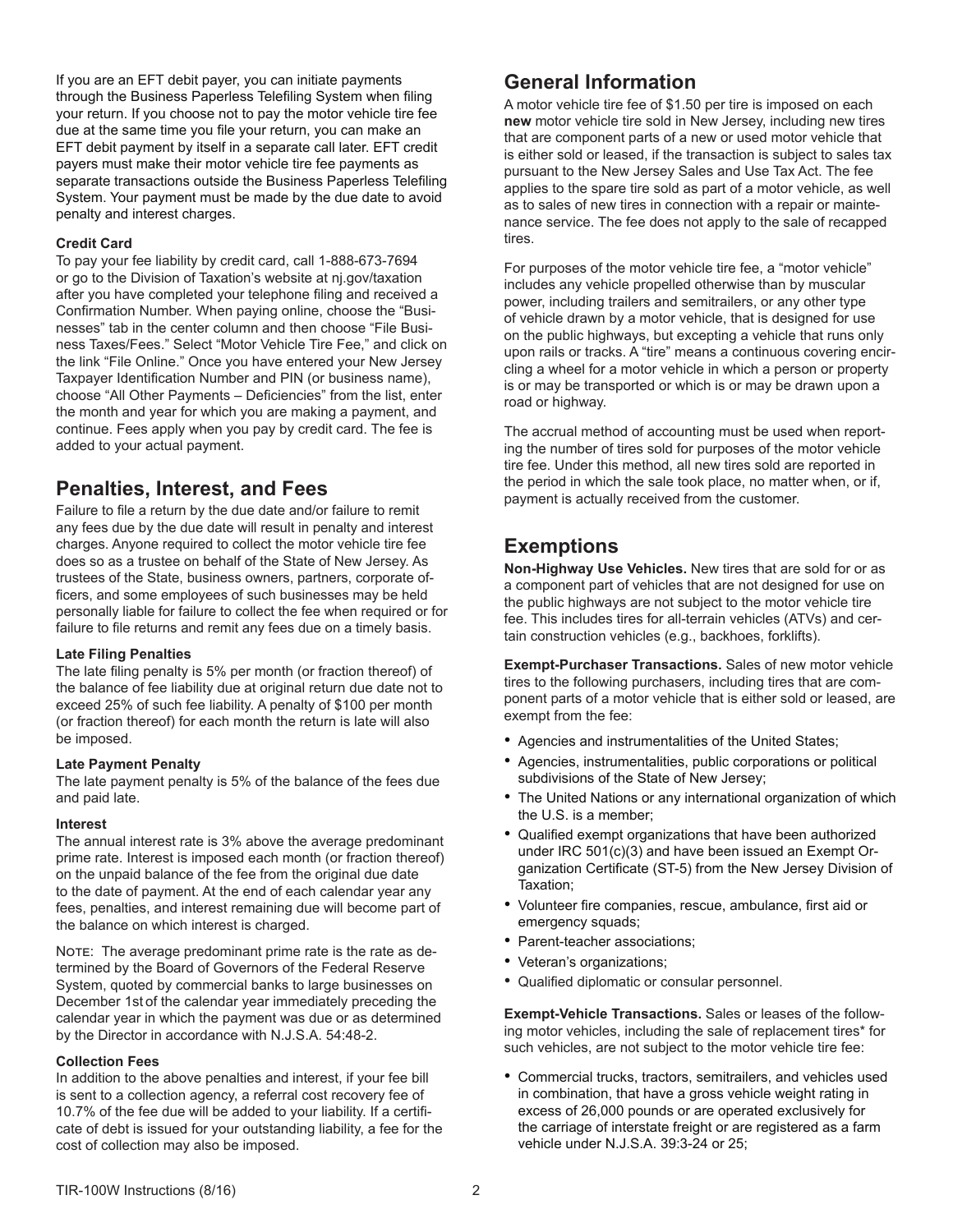If you are an EFT debit payer, you can initiate payments through the Business Paperless Telefiling System when filing your return. If you choose not to pay the motor vehicle tire fee due at the same time you file your return, you can make an EFT debit payment by itself in a separate call later. EFT credit payers must make their motor vehicle tire fee payments as separate transactions outside the Business Paperless Telefiling System. Your payment must be made by the due date to avoid penalty and interest charges.

**Credit Card**

To pay your fee liability by credit card, call 1-888-673-7694 or go to the Division of Taxation's website at nj.gov/taxation after you have completed your telephone filing and received a Confirmation Number. When paying online, choose the "Businesses" tab in the center column and then choose "File Business Taxes/Fees." Select "Motor Vehicle Tire Fee," and click on the link "File Online." Once you have entered your New Jersey Taxpayer Identification Number and PIN (or business name), choose "All Other Payments – Deficiencies" from the list, enter the month and year for which you are making a payment, and continue. Fees apply when you pay by credit card. The fee is added to your actual payment.

## Penalties, Interest, and Fees

Failure to file a return by the due date and/or failure to remit any fees due by the due date will result in penalty and interest charges. Anyone required to collect the motor vehicle tire fee does so as a trustee on behalf of the State of New Jersey. As trustees of the State, business owners, partners, corporate officers, and some employees of such businesses may be held personally liable for failure to collect the fee when required or for failure to file returns and remit any fees due on a timely basis.

**Late Filing Penalties**

The late filing penalty is 5% per month (or fraction thereof) of the balance of fee liability due at original return due date not to exceed 25% of such fee liability. A penalty of $100 per month (or fraction thereof) for each month the return is late will also be imposed.

**Late Payment Penalty**

The late payment penalty is 5% of the balance of the fees due and paid late.

**Interest**

The annual interest rate is 3% above the average predominant prime rate. Interest is imposed each month (or fraction thereof) on the unpaid balance of the fee from the original due date to the date of payment. At the end of each calendar year any fees, penalties, and interest remaining due will become part of the balance on which interest is charged.

Note: The average predominant prime rate is the rate as determined by the Board of Governors of the Federal Reserve System, quoted by commercial banks to large businesses on December 1st of the calendar year immediately preceding the calendar year in which the payment was due or as determined by the Director in accordance with N.J.S.A. 54:48-2.

**Collection Fees**

In addition to the above penalties and interest, if your fee bill is sent to a collection agency, a referral cost recovery fee of 10.7% of the fee due will be added to your liability. If a certificate of debt is issued for your outstanding liability, a fee for the cost of collection may also be imposed.

## General Information

A motor vehicle tire fee of $1.50 per tire is imposed on each **new** motor vehicle tire sold in New Jersey, including new tires that are component parts of a new or used motor vehicle that is either sold or leased, if the transaction is subject to sales tax pursuant to the New Jersey Sales and Use Tax Act. The fee applies to the spare tire sold as part of a motor vehicle, as well as to sales of new tires in connection with a repair or maintenance service. The fee does not apply to the sale of recapped tires.

For purposes of the motor vehicle tire fee, a "motor vehicle" includes any vehicle propelled otherwise than by muscular power, including trailers and semitrailers, or any other type of vehicle drawn by a motor vehicle, that is designed for use on the public highways, but excepting a vehicle that runs only upon rails or tracks. A "tire" means a continuous covering encircling a wheel for a motor vehicle in which a person or property is or may be transported or which is or may be drawn upon a road or highway.

The accrual method of accounting must be used when reporting the number of tires sold for purposes of the motor vehicle tire fee. Under this method, all new tires sold are reported in the period in which the sale took place, no matter when, or if, payment is actually received from the customer.

## Exemptions

**Non-Highway Use Vehicles.** New tires that are sold for or as a component part of vehicles that are not designed for use on the public highways are not subject to the motor vehicle tire fee. This includes tires for all-terrain vehicles (ATVs) and certain construction vehicles (e.g., backhoes, forklifts).

**Exempt-Purchaser Transactions.** Sales of new motor vehicle tires to the following purchasers, including tires that are component parts of a motor vehicle that is either sold or leased, are exempt from the fee:

- Agencies and instrumentalities of the United States;
- Agencies, instrumentalities, public corporations or political subdivisions of the State of New Jersey;
- The United Nations or any international organization of which the U.S. is a member;
- Qualified exempt organizations that have been authorized under IRC 501(c)(3) and have been issued an Exempt Organization Certificate (ST-5) from the New Jersey Division of Taxation;
- Volunteer fire companies, rescue, ambulance, first aid or emergency squads;
- Parent-teacher associations;
- Veteran's organizations;
- Qualified diplomatic or consular personnel.

**Exempt-Vehicle Transactions.** Sales or leases of the following motor vehicles, including the sale of replacement tires* for such vehicles, are not subject to the motor vehicle tire fee:

- Commercial trucks, tractors, semitrailers, and vehicles used in combination, that have a gross vehicle weight rating in excess of 26,000 pounds or are operated exclusively for the carriage of interstate freight or are registered as a farm vehicle under N.J.S.A. 39:3-24 or 25;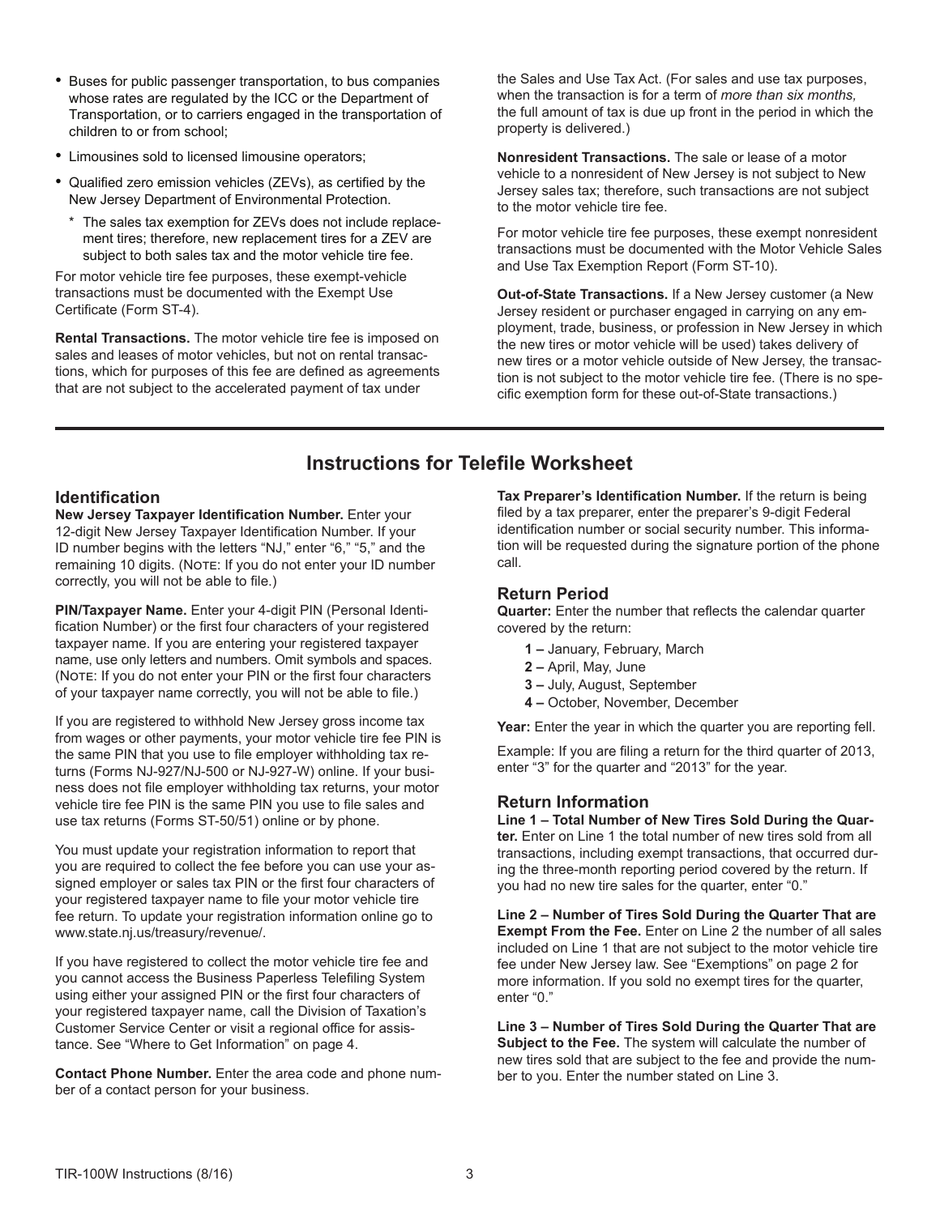- Buses for public passenger transportation, to bus companies whose rates are regulated by the ICC or the Department of Transportation, or to carriers engaged in the transportation of children to or from school;
- Limousines sold to licensed limousine operators;
- Qualified zero emission vehicles (ZEVs), as certified by the New Jersey Department of Environmental Protection.
  - \* The sales tax exemption for ZEVs does not include replacement tires; therefore, new replacement tires for a ZEV are subject to both sales tax and the motor vehicle tire fee.

For motor vehicle tire fee purposes, these exempt-vehicle transactions must be documented with the Exempt Use Certificate (Form ST-4).

**Rental Transactions.** The motor vehicle tire fee is imposed on sales and leases of motor vehicles, but not on rental transactions, which for purposes of this fee are defined as agreements that are not subject to the accelerated payment of tax under the Sales and Use Tax Act. (For sales and use tax purposes, when the transaction is for a term of *more than six months,* the full amount of tax is due up front in the period in which the property is delivered.)

**Nonresident Transactions.** The sale or lease of a motor vehicle to a nonresident of New Jersey is not subject to New Jersey sales tax; therefore, such transactions are not subject to the motor vehicle tire fee.

For motor vehicle tire fee purposes, these exempt nonresident transactions must be documented with the Motor Vehicle Sales and Use Tax Exemption Report (Form ST-10).

**Out-of-State Transactions.** If a New Jersey customer (a New Jersey resident or purchaser engaged in carrying on any employment, trade, business, or profession in New Jersey in which the new tires or motor vehicle will be used) takes delivery of new tires or a motor vehicle outside of New Jersey, the transaction is not subject to the motor vehicle tire fee. (There is no specific exemption form for these out-of-State transactions.)

## Instructions for Telefile Worksheet

### Identification

**New Jersey Taxpayer Identification Number.** Enter your 12-digit New Jersey Taxpayer Identification Number. If your ID number begins with the letters "NJ," enter "6," "5," and the remaining 10 digits. (Note: If you do not enter your ID number correctly, you will not be able to file.)

**PIN/Taxpayer Name.** Enter your 4-digit PIN (Personal Identification Number) or the first four characters of your registered taxpayer name. If you are entering your registered taxpayer name, use only letters and numbers. Omit symbols and spaces. (Note: If you do not enter your PIN or the first four characters of your taxpayer name correctly, you will not be able to file.)

If you are registered to withhold New Jersey gross income tax from wages or other payments, your motor vehicle tire fee PIN is the same PIN that you use to file employer withholding tax returns (Forms NJ-927/NJ-500 or NJ-927-W) online. If your business does not file employer withholding tax returns, your motor vehicle tire fee PIN is the same PIN you use to file sales and use tax returns (Forms ST-50/51) online or by phone.

You must update your registration information to report that you are required to collect the fee before you can use your assigned employer or sales tax PIN or the first four characters of your registered taxpayer name to file your motor vehicle tire fee return. To update your registration information online go to www.state.nj.us/treasury/revenue/.

If you have registered to collect the motor vehicle tire fee and you cannot access the Business Paperless Telefiling System using either your assigned PIN or the first four characters of your registered taxpayer name, call the Division of Taxation's Customer Service Center or visit a regional office for assistance. See "Where to Get Information" on page 4.

**Contact Phone Number.** Enter the area code and phone number of a contact person for your business.

**Tax Preparer's Identification Number.** If the return is being filed by a tax preparer, enter the preparer's 9-digit Federal identification number or social security number. This information will be requested during the signature portion of the phone call.

### Return Period

**Quarter:** Enter the number that reflects the calendar quarter covered by the return:

- **1 –** January, February, March
- **2 –** April, May, June
- **3 –** July, August, September
- **4 –** October, November, December

**Year:** Enter the year in which the quarter you are reporting fell.

Example: If you are filing a return for the third quarter of 2013, enter "3" for the quarter and "2013" for the year.

### Return Information

**Line 1 – Total Number of New Tires Sold During the Quarter.** Enter on Line 1 the total number of new tires sold from all transactions, including exempt transactions, that occurred during the three-month reporting period covered by the return. If you had no new tire sales for the quarter, enter "0."

**Line 2 – Number of Tires Sold During the Quarter That are Exempt From the Fee.** Enter on Line 2 the number of all sales included on Line 1 that are not subject to the motor vehicle tire fee under New Jersey law. See "Exemptions" on page 2 for more information. If you sold no exempt tires for the quarter, enter "0."

**Line 3 – Number of Tires Sold During the Quarter That are Subject to the Fee.** The system will calculate the number of new tires sold that are subject to the fee and provide the number to you. Enter the number stated on Line 3.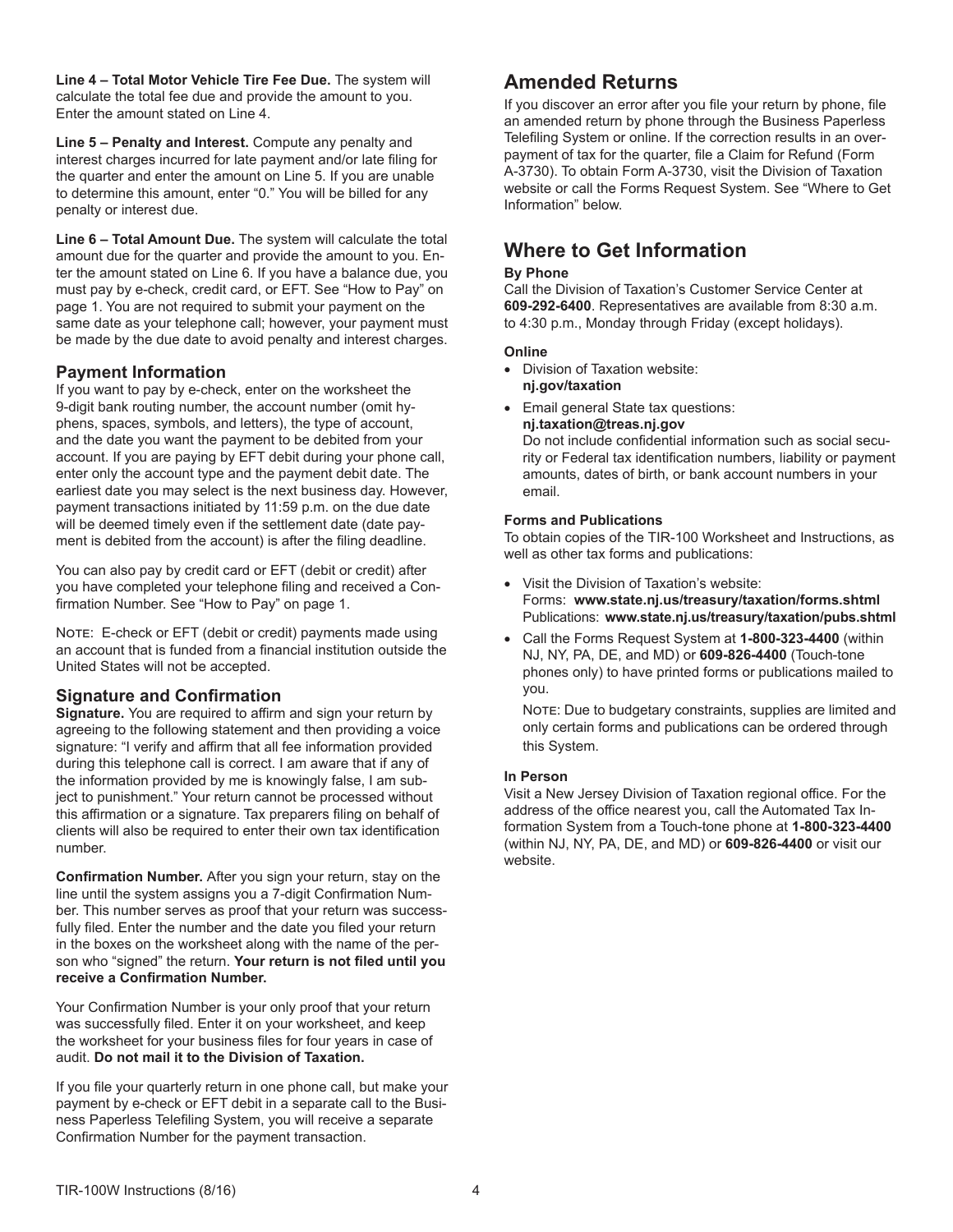**Line 4 – Total Motor Vehicle Tire Fee Due.** The system will calculate the total fee due and provide the amount to you. Enter the amount stated on Line 4.

**Line 5 – Penalty and Interest.** Compute any penalty and interest charges incurred for late payment and/or late filing for the quarter and enter the amount on Line 5. If you are unable to determine this amount, enter "0." You will be billed for any penalty or interest due.

**Line 6 – Total Amount Due.** The system will calculate the total amount due for the quarter and provide the amount to you. Enter the amount stated on Line 6. If you have a balance due, you must pay by e-check, credit card, or EFT. See "How to Pay" on page 1. You are not required to submit your payment on the same date as your telephone call; however, your payment must be made by the due date to avoid penalty and interest charges.

### Payment Information

If you want to pay by e-check, enter on the worksheet the 9-digit bank routing number, the account number (omit hyphens, spaces, symbols, and letters), the type of account, and the date you want the payment to be debited from your account. If you are paying by EFT debit during your phone call, enter only the account type and the payment debit date. The earliest date you may select is the next business day. However, payment transactions initiated by 11:59 p.m. on the due date will be deemed timely even if the settlement date (date payment is debited from the account) is after the filing deadline.

You can also pay by credit card or EFT (debit or credit) after you have completed your telephone filing and received a Confirmation Number. See "How to Pay" on page 1.

Note: E-check or EFT (debit or credit) payments made using an account that is funded from a financial institution outside the United States will not be accepted.

### Signature and Confirmation

**Signature.** You are required to affirm and sign your return by agreeing to the following statement and then providing a voice signature: "I verify and affirm that all fee information provided during this telephone call is correct. I am aware that if any of the information provided by me is knowingly false, I am subject to punishment." Your return cannot be processed without this affirmation or a signature. Tax preparers filing on behalf of clients will also be required to enter their own tax identification number.

**Confirmation Number.** After you sign your return, stay on the line until the system assigns you a 7-digit Confirmation Number. This number serves as proof that your return was successfully filed. Enter the number and the date you filed your return in the boxes on the worksheet along with the name of the person who "signed" the return. **Your return is not filed until you receive a Confirmation Number.**

Your Confirmation Number is your only proof that your return was successfully filed. Enter it on your worksheet, and keep the worksheet for your business files for four years in case of audit. **Do not mail it to the Division of Taxation.**

If you file your quarterly return in one phone call, but make your payment by e-check or EFT debit in a separate call to the Business Paperless Telefiling System, you will receive a separate Confirmation Number for the payment transaction.

## Amended Returns

If you discover an error after you file your return by phone, file an amended return by phone through the Business Paperless Telefiling System or online. If the correction results in an overpayment of tax for the quarter, file a Claim for Refund (Form A-3730). To obtain Form A-3730, visit the Division of Taxation website or call the Forms Request System. See "Where to Get Information" below.

## Where to Get Information

**By Phone**

Call the Division of Taxation's Customer Service Center at **609-292-6400**. Representatives are available from 8:30 a.m. to 4:30 p.m., Monday through Friday (except holidays).

**Online**

- Division of Taxation website: **nj.gov/taxation**
- Email general State tax questions: **nj.taxation@treas.nj.gov**
  Do not include confidential information such as social security or Federal tax identification numbers, liability or payment amounts, dates of birth, or bank account numbers in your email.

**Forms and Publications**

To obtain copies of the TIR-100 Worksheet and Instructions, as well as other tax forms and publications:

- Visit the Division of Taxation's website:
  Forms: **www.state.nj.us/treasury/taxation/forms.shtml**
  Publications: **www.state.nj.us/treasury/taxation/pubs.shtml**
- Call the Forms Request System at **1-800-323-4400** (within NJ, NY, PA, DE, and MD) or **609-826-4400** (Touch-tone phones only) to have printed forms or publications mailed to you.

  Note: Due to budgetary constraints, supplies are limited and only certain forms and publications can be ordered through this System.

**In Person**

Visit a New Jersey Division of Taxation regional office. For the address of the office nearest you, call the Automated Tax Information System from a Touch-tone phone at **1-800-323-4400** (within NJ, NY, PA, DE, and MD) or **609-826-4400** or visit our website.